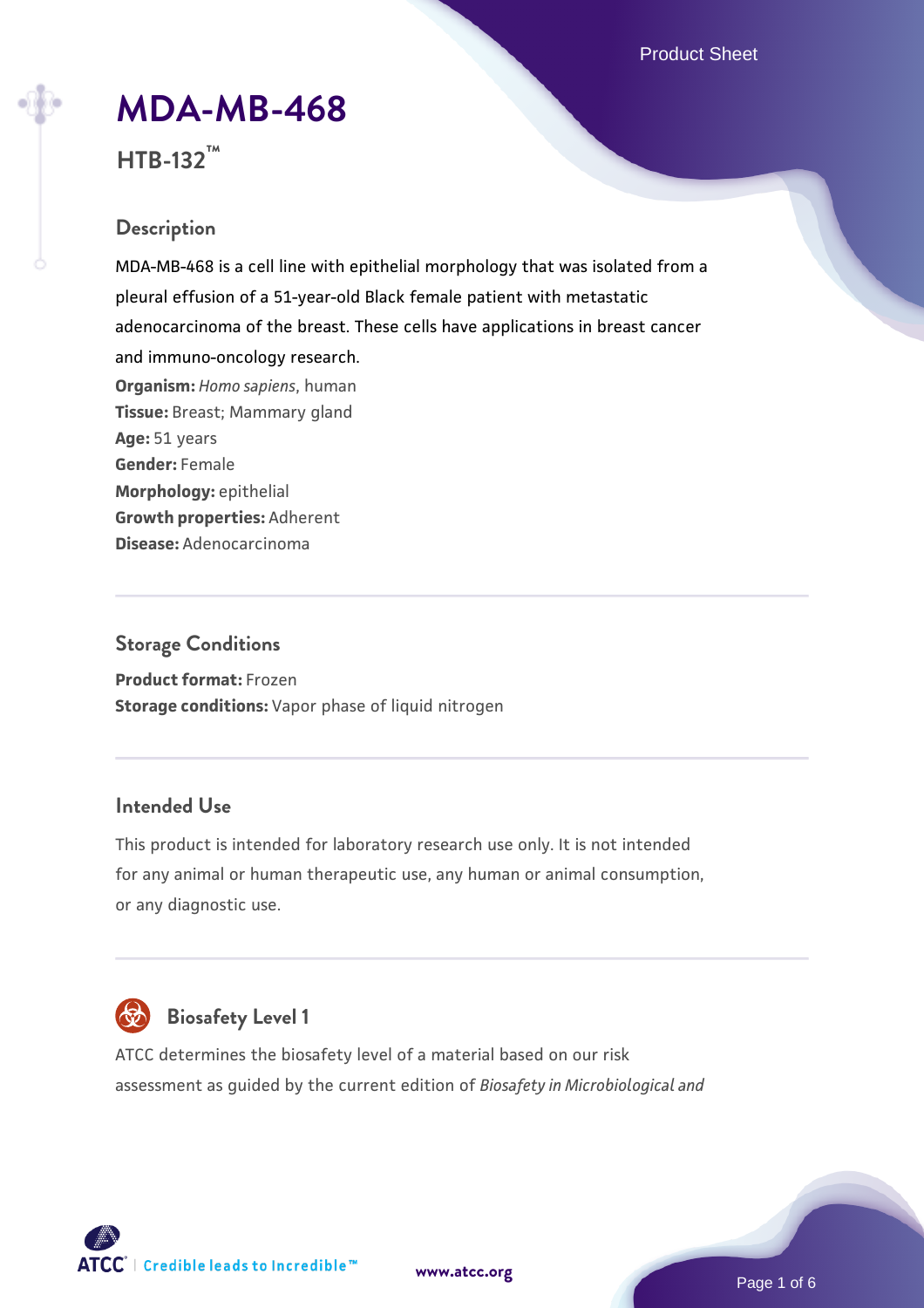# MDA-MB-468

## HTB-132™

### Description

MDA-MB-468 is a cell line with epithelial morphology that was isolated from a pleural effusion of a 51-year-old Black female patient with metastatic adenocarcinoma of the breast. These cells have applications in breast cancer and immuno-oncology research.

**Organism:** *Homo sapiens*, human
**Tissue:** Breast; Mammary gland
**Age:** 51 years
**Gender:** Female
**Morphology:** epithelial
**Growth properties:** Adherent
**Disease:** Adenocarcinoma

### Storage Conditions

**Product format:** Frozen
**Storage conditions:** Vapor phase of liquid nitrogen

### Intended Use

This product is intended for laboratory research use only. It is not intended for any animal or human therapeutic use, any human or animal consumption, or any diagnostic use.

### Biosafety Level 1

ATCC determines the biosafety level of a material based on our risk assessment as guided by the current edition of *Biosafety in Microbiological and*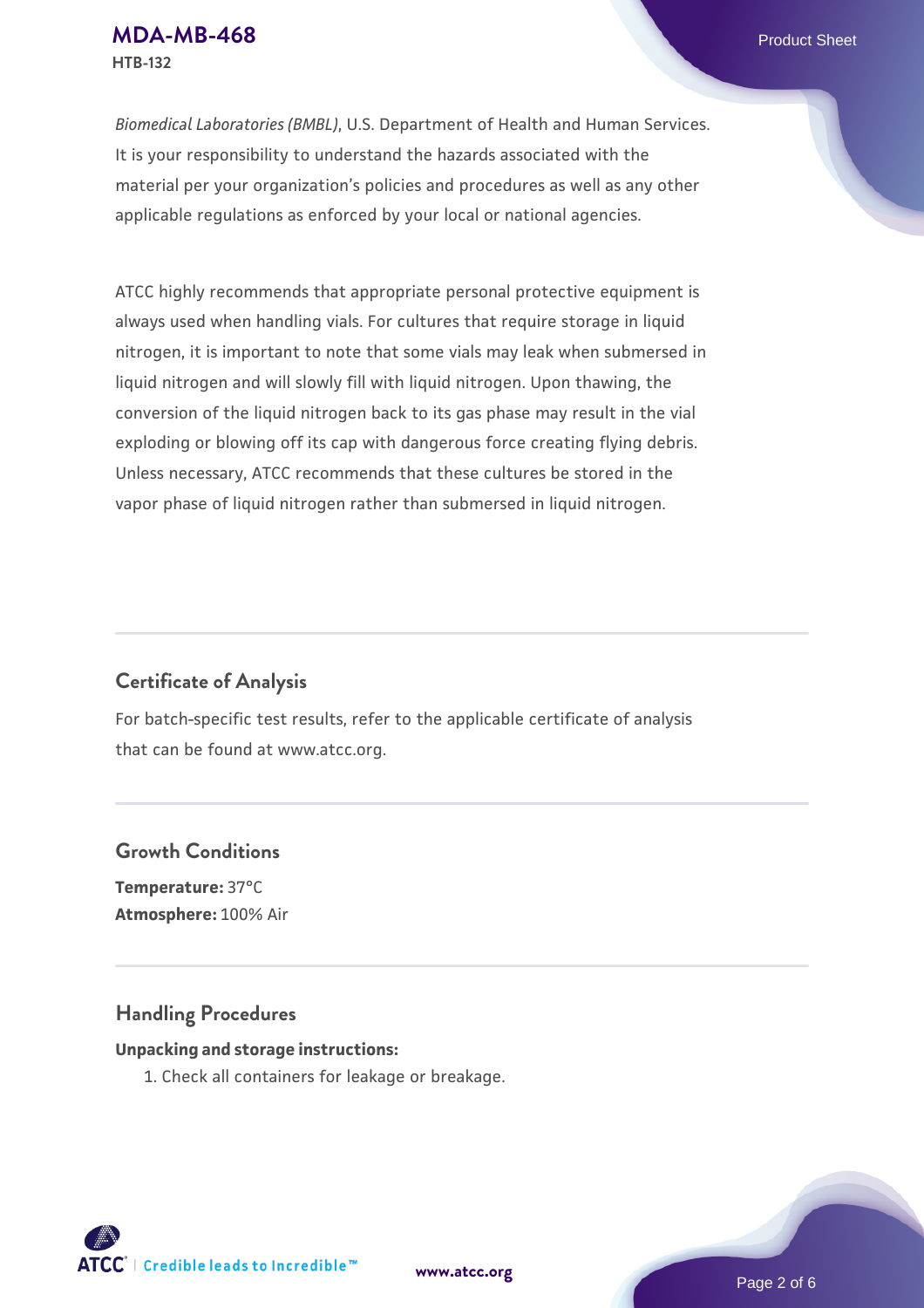*Biomedical Laboratories (BMBL)*, U.S. Department of Health and Human Services. It is your responsibility to understand the hazards associated with the material per your organization's policies and procedures as well as any other applicable regulations as enforced by your local or national agencies.

ATCC highly recommends that appropriate personal protective equipment is always used when handling vials. For cultures that require storage in liquid nitrogen, it is important to note that some vials may leak when submersed in liquid nitrogen and will slowly fill with liquid nitrogen. Upon thawing, the conversion of the liquid nitrogen back to its gas phase may result in the vial exploding or blowing off its cap with dangerous force creating flying debris. Unless necessary, ATCC recommends that these cultures be stored in the vapor phase of liquid nitrogen rather than submersed in liquid nitrogen.

## Certificate of Analysis

For batch-specific test results, refer to the applicable certificate of analysis that can be found at www.atcc.org.

## Growth Conditions

**Temperature:** 37°C
**Atmosphere:** 100% Air

## Handling Procedures

**Unpacking and storage instructions:**

1. Check all containers for leakage or breakage.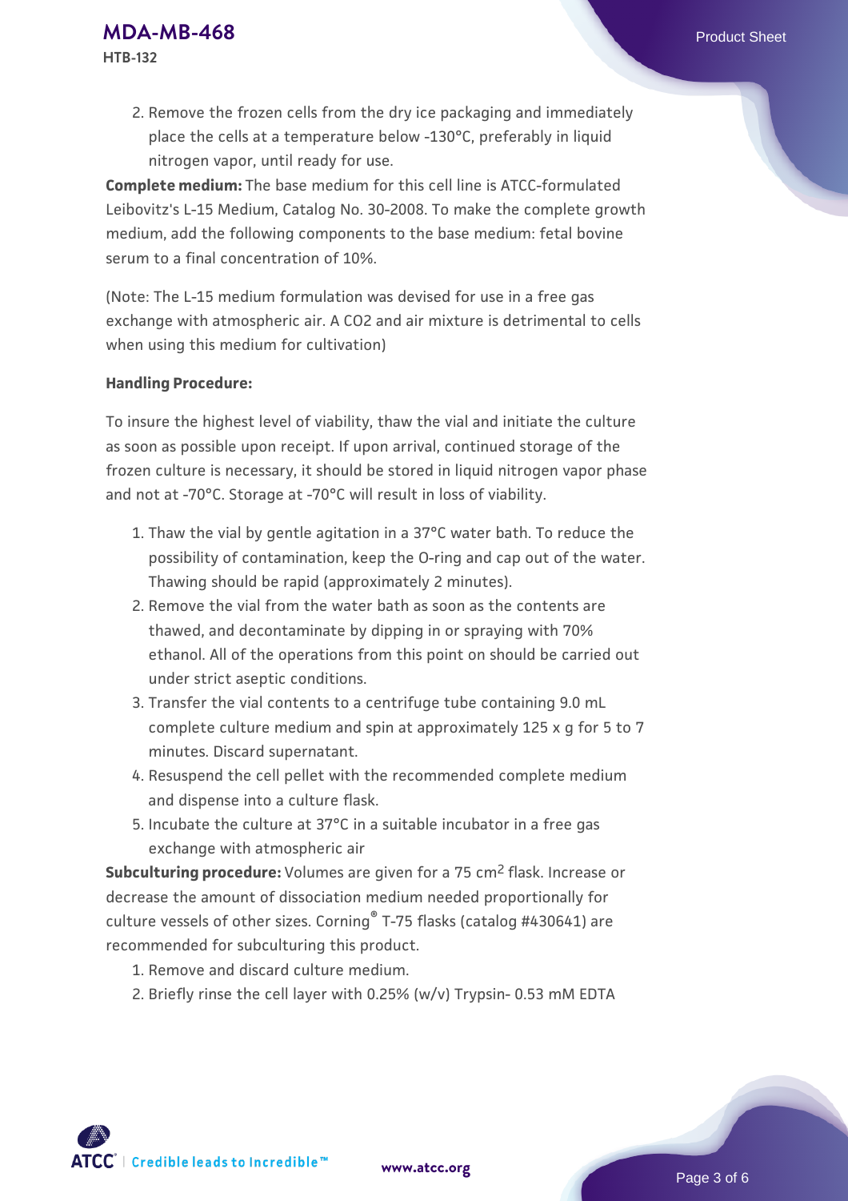2. Remove the frozen cells from the dry ice packaging and immediately place the cells at a temperature below -130°C, preferably in liquid nitrogen vapor, until ready for use.

**Complete medium:** The base medium for this cell line is ATCC-formulated Leibovitz's L-15 Medium, Catalog No. 30-2008. To make the complete growth medium, add the following components to the base medium: fetal bovine serum to a final concentration of 10%.

(Note: The L-15 medium formulation was devised for use in a free gas exchange with atmospheric air. A CO2 and air mixture is detrimental to cells when using this medium for cultivation)

**Handling Procedure:**

To insure the highest level of viability, thaw the vial and initiate the culture as soon as possible upon receipt. If upon arrival, continued storage of the frozen culture is necessary, it should be stored in liquid nitrogen vapor phase and not at -70°C. Storage at -70°C will result in loss of viability.

1. Thaw the vial by gentle agitation in a 37°C water bath. To reduce the possibility of contamination, keep the O-ring and cap out of the water. Thawing should be rapid (approximately 2 minutes).
2. Remove the vial from the water bath as soon as the contents are thawed, and decontaminate by dipping in or spraying with 70% ethanol. All of the operations from this point on should be carried out under strict aseptic conditions.
3. Transfer the vial contents to a centrifuge tube containing 9.0 mL complete culture medium and spin at approximately 125 x g for 5 to 7 minutes. Discard supernatant.
4. Resuspend the cell pellet with the recommended complete medium and dispense into a culture flask.
5. Incubate the culture at 37°C in a suitable incubator in a free gas exchange with atmospheric air

**Subculturing procedure:** Volumes are given for a 75 $cm^2$ flask. Increase or decrease the amount of dissociation medium needed proportionally for culture vessels of other sizes. Corning® T-75 flasks (catalog #430641) are recommended for subculturing this product.

1. Remove and discard culture medium.
2. Briefly rinse the cell layer with 0.25% (w/v) Trypsin- 0.53 mM EDTA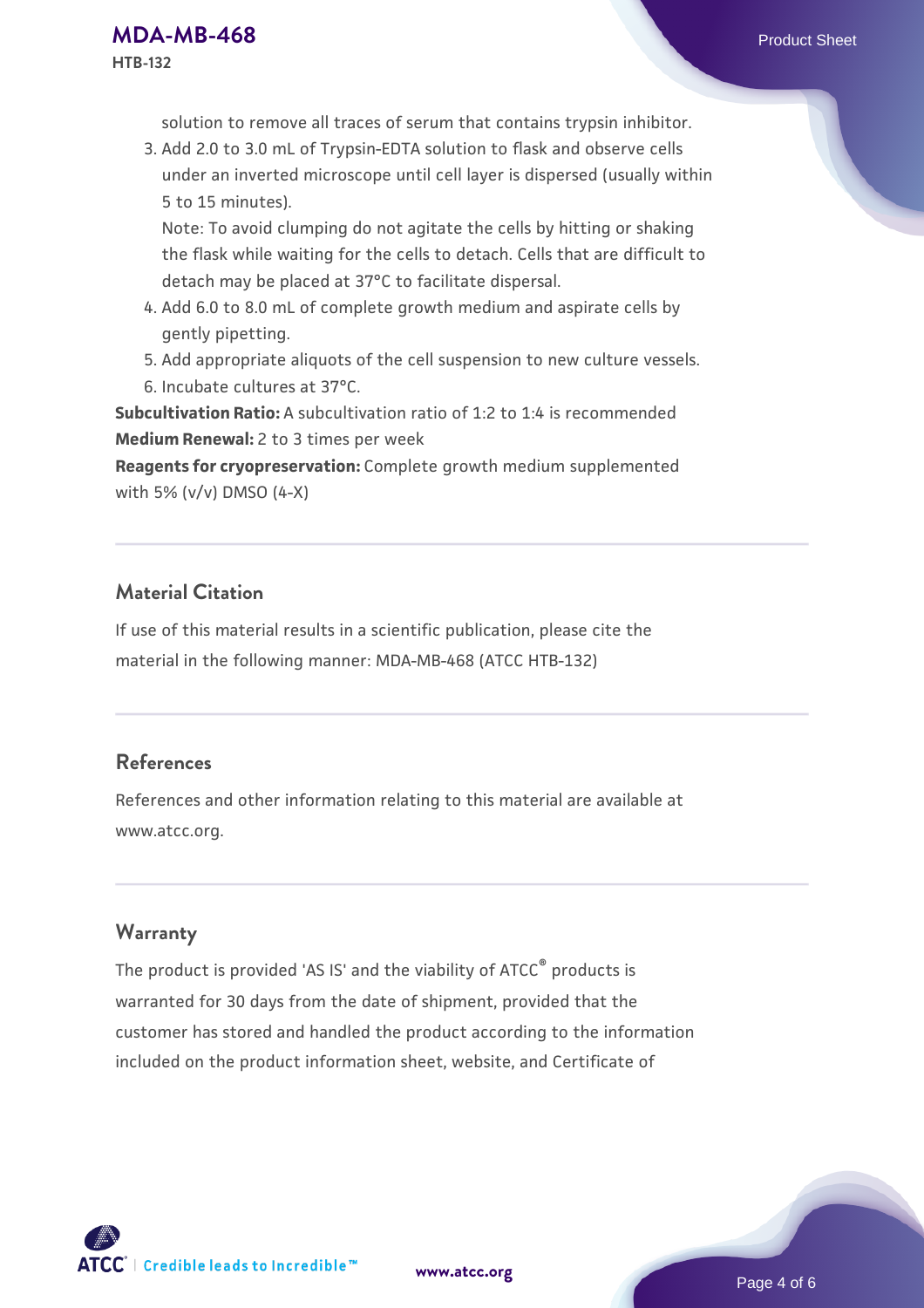solution to remove all traces of serum that contains trypsin inhibitor.

3. Add 2.0 to 3.0 mL of Trypsin-EDTA solution to flask and observe cells under an inverted microscope until cell layer is dispersed (usually within 5 to 15 minutes).
   Note: To avoid clumping do not agitate the cells by hitting or shaking the flask while waiting for the cells to detach. Cells that are difficult to detach may be placed at 37°C to facilitate dispersal.
4. Add 6.0 to 8.0 mL of complete growth medium and aspirate cells by gently pipetting.
5. Add appropriate aliquots of the cell suspension to new culture vessels.
6. Incubate cultures at 37°C.

**Subcultivation Ratio:** A subcultivation ratio of 1:2 to 1:4 is recommended
**Medium Renewal:** 2 to 3 times per week
**Reagents for cryopreservation:** Complete growth medium supplemented with 5% (v/v) DMSO (4-X)

## Material Citation

If use of this material results in a scientific publication, please cite the material in the following manner: MDA-MB-468 (ATCC HTB-132)

## References

References and other information relating to this material are available at www.atcc.org.

## Warranty

The product is provided 'AS IS' and the viability of ATCC® products is warranted for 30 days from the date of shipment, provided that the customer has stored and handled the product according to the information included on the product information sheet, website, and Certificate of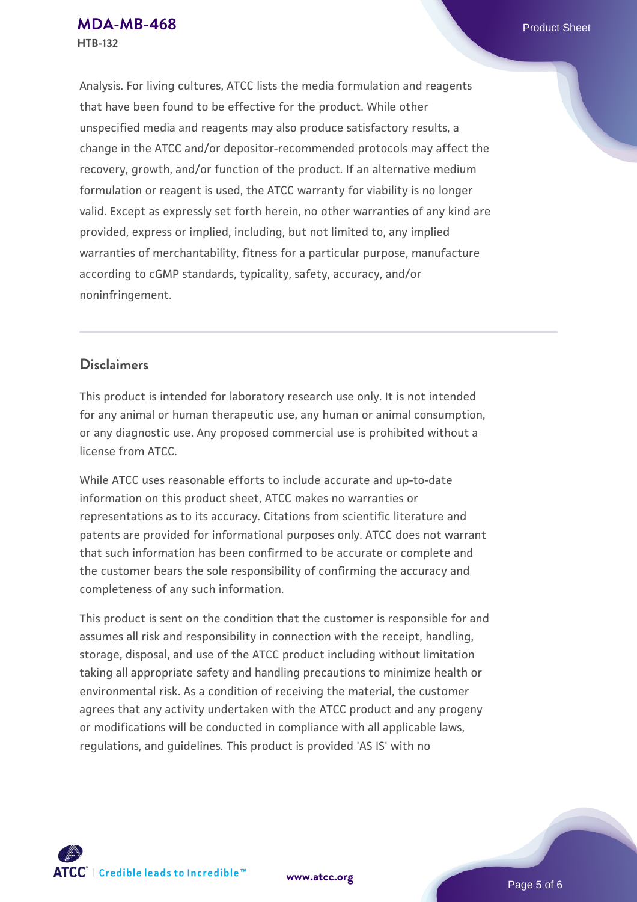Analysis. For living cultures, ATCC lists the media formulation and reagents that have been found to be effective for the product. While other unspecified media and reagents may also produce satisfactory results, a change in the ATCC and/or depositor-recommended protocols may affect the recovery, growth, and/or function of the product. If an alternative medium formulation or reagent is used, the ATCC warranty for viability is no longer valid. Except as expressly set forth herein, no other warranties of any kind are provided, express or implied, including, but not limited to, any implied warranties of merchantability, fitness for a particular purpose, manufacture according to cGMP standards, typicality, safety, accuracy, and/or noninfringement.

## Disclaimers

This product is intended for laboratory research use only. It is not intended for any animal or human therapeutic use, any human or animal consumption, or any diagnostic use. Any proposed commercial use is prohibited without a license from ATCC.

While ATCC uses reasonable efforts to include accurate and up-to-date information on this product sheet, ATCC makes no warranties or representations as to its accuracy. Citations from scientific literature and patents are provided for informational purposes only. ATCC does not warrant that such information has been confirmed to be accurate or complete and the customer bears the sole responsibility of confirming the accuracy and completeness of any such information.

This product is sent on the condition that the customer is responsible for and assumes all risk and responsibility in connection with the receipt, handling, storage, disposal, and use of the ATCC product including without limitation taking all appropriate safety and handling precautions to minimize health or environmental risk. As a condition of receiving the material, the customer agrees that any activity undertaken with the ATCC product and any progeny or modifications will be conducted in compliance with all applicable laws, regulations, and guidelines. This product is provided 'AS IS' with no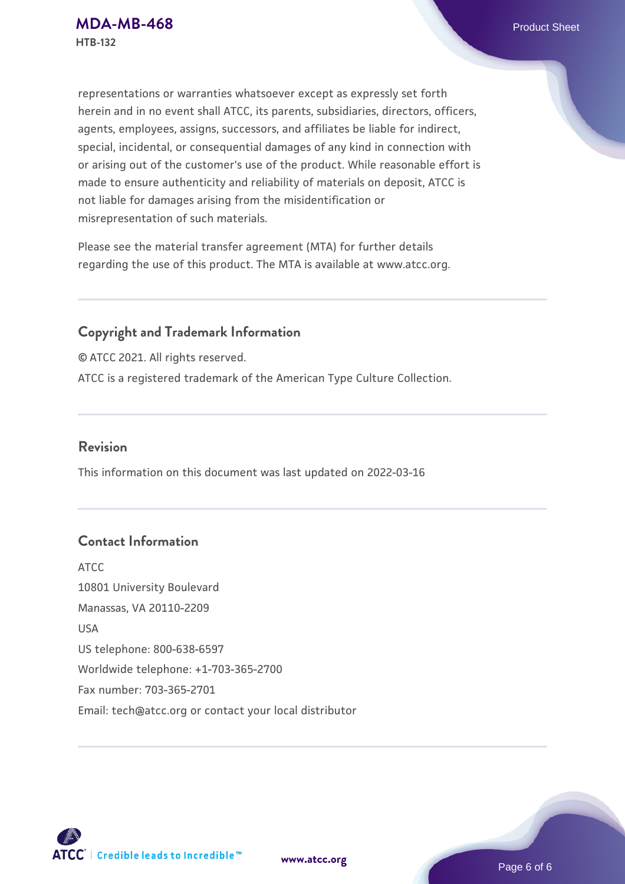representations or warranties whatsoever except as expressly set forth herein and in no event shall ATCC, its parents, subsidiaries, directors, officers, agents, employees, assigns, successors, and affiliates be liable for indirect, special, incidental, or consequential damages of any kind in connection with or arising out of the customer's use of the product. While reasonable effort is made to ensure authenticity and reliability of materials on deposit, ATCC is not liable for damages arising from the misidentification or misrepresentation of such materials.

Please see the material transfer agreement (MTA) for further details regarding the use of this product. The MTA is available at www.atcc.org.

## Copyright and Trademark Information

© ATCC 2021. All rights reserved.

ATCC is a registered trademark of the American Type Culture Collection.

## Revision

This information on this document was last updated on 2022-03-16

## Contact Information

ATCC
10801 University Boulevard
Manassas, VA 20110-2209
USA
US telephone: 800-638-6597
Worldwide telephone: +1-703-365-2700
Fax number: 703-365-2701
Email: tech@atcc.org or contact your local distributor